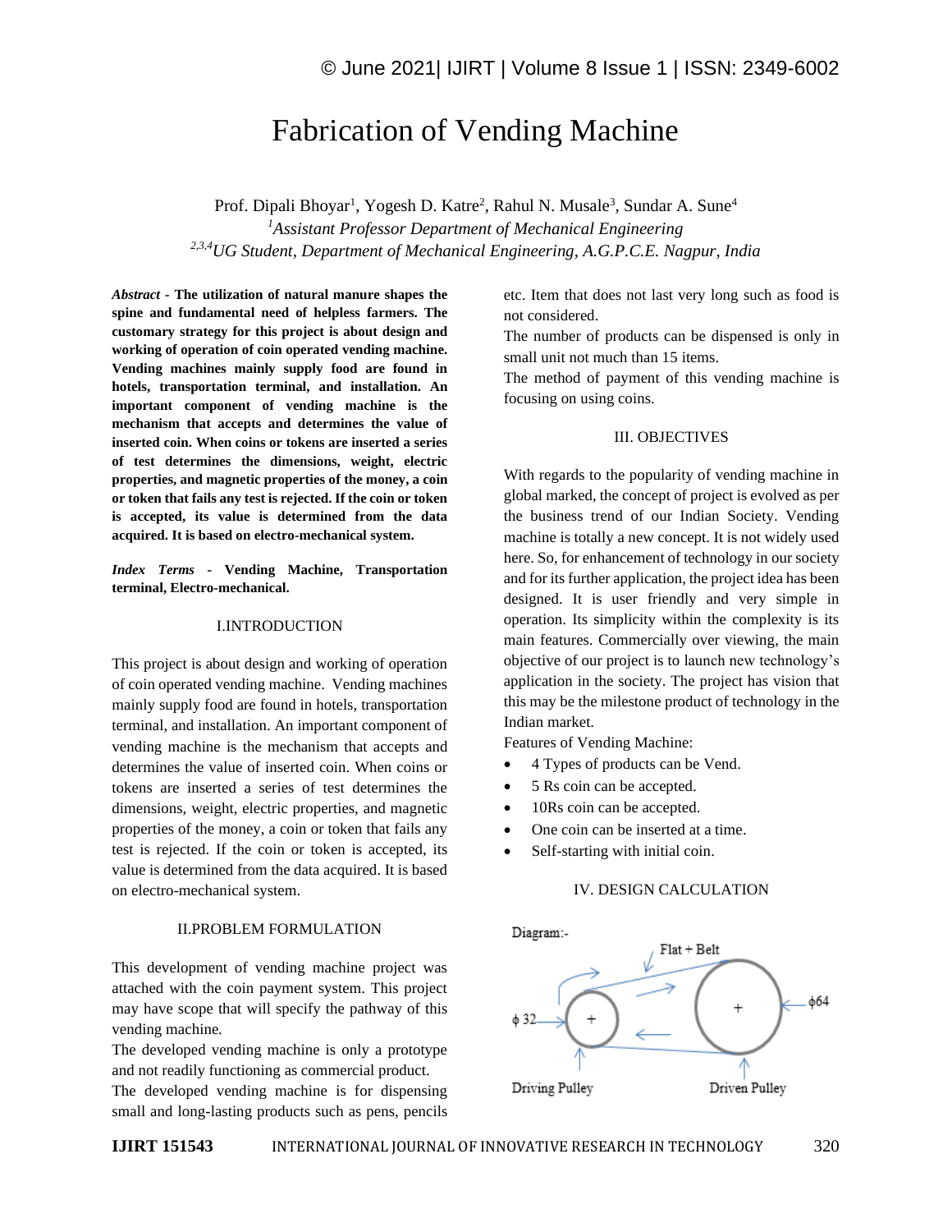# Fabrication of Vending Machine

Prof. Dipali Bhoyar[1], Yogesh D. Katre[2], Rahul N. Musale[3], Sundar A. Sune[4]

[1]*Assistant Professor Department of Mechanical Engineering*

[2,3,4]*UG Student, Department of Mechanical Engineering, A.G.P.C.E. Nagpur, India*

***Abstract*** **- The utilization of natural manure shapes the spine and fundamental need of helpless farmers. The customary strategy for this project is about design and working of operation of coin operated vending machine. Vending machines mainly supply food are found in hotels, transportation terminal, and installation. An important component of vending machine is the mechanism that accepts and determines the value of inserted coin. When coins or tokens are inserted a series of test determines the dimensions, weight, electric properties, and magnetic properties of the money, a coin or token that fails any test is rejected. If the coin or token is accepted, its value is determined from the data acquired. It is based on electro-mechanical system.**

***Index Terms*** **- Vending Machine, Transportation terminal, Electro-mechanical.**

## I.INTRODUCTION

This project is about design and working of operation of coin operated vending machine. Vending machines mainly supply food are found in hotels, transportation terminal, and installation. An important component of vending machine is the mechanism that accepts and determines the value of inserted coin. When coins or tokens are inserted a series of test determines the dimensions, weight, electric properties, and magnetic properties of the money, a coin or token that fails any test is rejected. If the coin or token is accepted, its value is determined from the data acquired. It is based on electro-mechanical system.

## II.PROBLEM FORMULATION

This development of vending machine project was attached with the coin payment system. This project may have scope that will specify the pathway of this vending machine.

The developed vending machine is only a prototype and not readily functioning as commercial product.

The developed vending machine is for dispensing small and long-lasting products such as pens, pencils etc. Item that does not last very long such as food is not considered.

The number of products can be dispensed is only in small unit not much than 15 items.

The method of payment of this vending machine is focusing on using coins.

## III. OBJECTIVES

With regards to the popularity of vending machine in global marked, the concept of project is evolved as per the business trend of our Indian Society. Vending machine is totally a new concept. It is not widely used here. So, for enhancement of technology in our society and for its further application, the project idea has been designed. It is user friendly and very simple in operation. Its simplicity within the complexity is its main features. Commercially over viewing, the main objective of our project is to launch new technology's application in the society. The project has vision that this may be the milestone product of technology in the Indian market.

Features of Vending Machine:

- 4 Types of products can be Vend.
- 5 Rs coin can be accepted.
- 10Rs coin can be accepted.
- One coin can be inserted at a time.
- Self-starting with initial coin.

## IV. DESIGN CALCULATION

Diagram:-

Flat + Belt

ϕ 32

ϕ64

Driving Pulley

Driven Pulley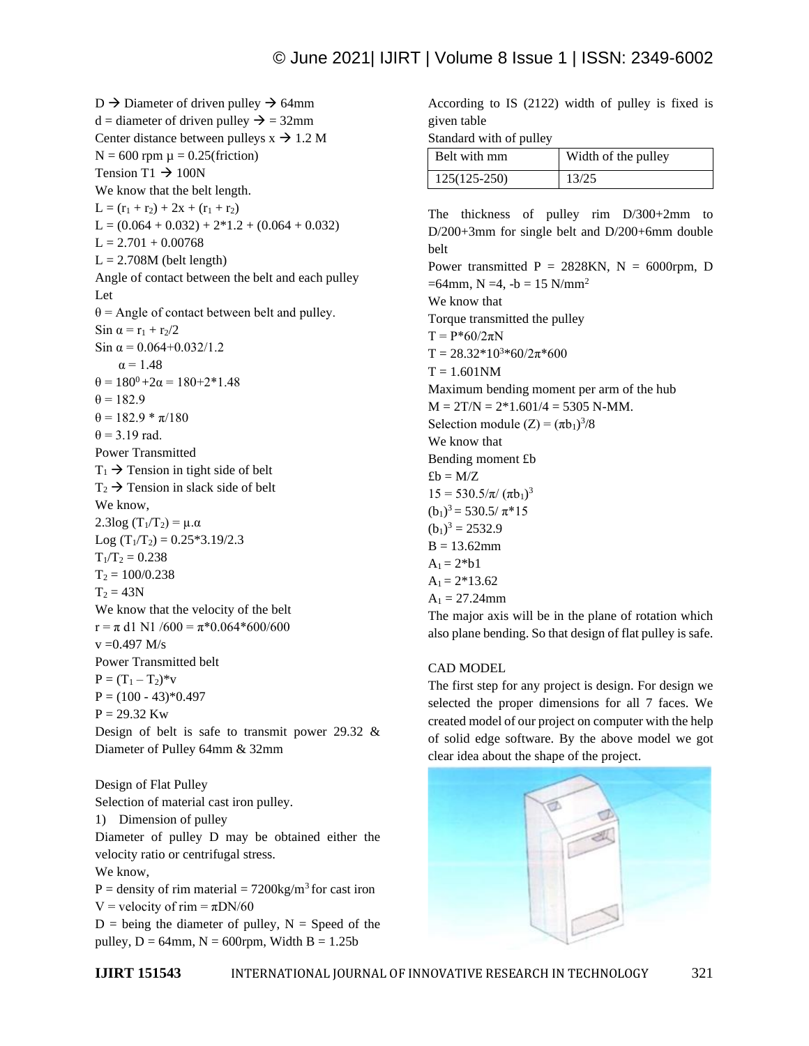D → Diameter of driven pulley → 64mm
d = diameter of driven pulley → = 32mm
Center distance between pulleys x → 1.2 M
N = 600 rpm μ = 0.25(friction)
Tension T1 → 100N
We know that the belt length.

$L = (r_1 + r_2) + 2x + (r_1 + r_2)$

$L = (0.064 + 0.032) + 2*1.2 + (0.064 + 0.032)$

$L = 2.701 + 0.00768$

$L = 2.708M$ (belt length)

Angle of contact between the belt and each pulley
Let
θ = Angle of contact between belt and pulley.

$\text{Sin } \alpha = r_1 + r_2/2$

$\text{Sin } \alpha = 0.064+0.032/1.2$

$\alpha = 1.48$

$\theta = 180^0 +2\alpha = 180+2*1.48$

$\theta = 182.9$

$\theta = 182.9 * \pi/180$

$\theta = 3.19$ rad.

Power Transmitted
$T_1$ → Tension in tight side of belt
$T_2$ → Tension in slack side of belt
We know,

$2.3\log (T_1/T_2) = \mu.\alpha$

$\text{Log } (T_1/T_2) = 0.25*3.19/2.3$

$T_1/T_2 = 0.238$

$T_2 = 100/0.238$

$T_2 = 43N$

We know that the velocity of the belt

$r = \pi \text{ d1 N1 } /600 = \pi*0.064*600/600$

$v = 0.497$ M/s

Power Transmitted belt

$P = (T_1 - T_2)*v$

$P = (100 - 43)*0.497$

$P = 29.32$ Kw

Design of belt is safe to transmit power 29.32 & Diameter of Pulley 64mm & 32mm

Design of Flat Pulley
Selection of material cast iron pulley.

1) Dimension of pulley

Diameter of pulley D may be obtained either the velocity ratio or centrifugal stress.
We know,
P = density of rim material = $7200\text{kg/m}^3$ for cast iron
V = velocity of rim = $\pi DN/60$
D = being the diameter of pulley, N = Speed of the pulley, D = 64mm, N = 600rpm, Width B = 1.25b

According to IS (2122) width of pulley is fixed is given table
Standard with of pulley

| Belt with mm | Width of the pulley |
|---|---|
| 125(125-250) | 13/25 |

The thickness of pulley rim D/300+2mm to D/200+3mm for single belt and D/200+6mm double belt
Power transmitted P = 2828KN, N = 6000rpm, D =64mm, N =4, -b = 15 N/mm$^2$
We know that
Torque transmitted the pulley

$T = P*60/2\pi N$

$T = 28.32*10^3*60/2\pi*600$

$T = 1.601\text{NM}$

Maximum bending moment per arm of the hub

$M = 2T/N = 2*1.601/4 = 5305$ N-MM.

Selection module $(Z) = (\pi b_1)^3/8$

We know that
Bending moment £b

$£b = M/Z$

$15 = 530.5/\pi/ (\pi b_1)^3$

$(b_1)^3 = 530.5/ \pi*15$

$(b_1)^3 = 2532.9$

$B = 13.62\text{mm}$

$A_1 = 2*b1$

$A_1 = 2*13.62$

$A_1 = 27.24\text{mm}$

The major axis will be in the plane of rotation which also plane bending. So that design of flat pulley is safe.

CAD MODEL
The first step for any project is design. For design we selected the proper dimensions for all 7 faces. We created model of our project on computer with the help of solid edge software. By the above model we got clear idea about the shape of the project.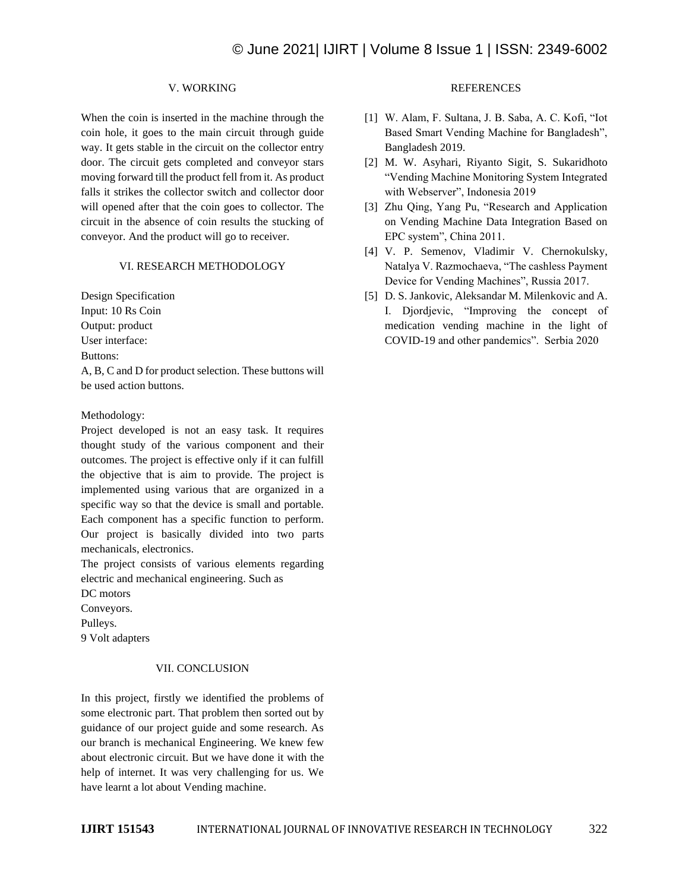## V. WORKING

When the coin is inserted in the machine through the coin hole, it goes to the main circuit through guide way. It gets stable in the circuit on the collector entry door. The circuit gets completed and conveyor stars moving forward till the product fell from it. As product falls it strikes the collector switch and collector door will opened after that the coin goes to collector. The circuit in the absence of coin results the stucking of conveyor. And the product will go to receiver.

## VI. RESEARCH METHODOLOGY

Design Specification
Input: 10 Rs Coin
Output: product
User interface:
Buttons:
A, B, C and D for product selection. These buttons will be used action buttons.

Methodology:
Project developed is not an easy task. It requires thought study of the various component and their outcomes. The project is effective only if it can fulfill the objective that is aim to provide. The project is implemented using various that are organized in a specific way so that the device is small and portable. Each component has a specific function to perform. Our project is basically divided into two parts mechanicals, electronics.
The project consists of various elements regarding electric and mechanical engineering. Such as
DC motors
Conveyors.
Pulleys.
9 Volt adapters

## VII. CONCLUSION

In this project, firstly we identified the problems of some electronic part. That problem then sorted out by guidance of our project guide and some research. As our branch is mechanical Engineering. We knew few about electronic circuit. But we have done it with the help of internet. It was very challenging for us. We have learnt a lot about Vending machine.

## REFERENCES

[1] W. Alam, F. Sultana, J. B. Saba, A. C. Kofi, "Iot Based Smart Vending Machine for Bangladesh", Bangladesh 2019.

[2] M. W. Asyhari, Riyanto Sigit, S. Sukaridhoto "Vending Machine Monitoring System Integrated with Webserver", Indonesia 2019

[3] Zhu Qing, Yang Pu, "Research and Application on Vending Machine Data Integration Based on EPC system", China 2011.

[4] V. P. Semenov, Vladimir V. Chernokulsky, Natalya V. Razmochaeva, "The cashless Payment Device for Vending Machines", Russia 2017.

[5] D. S. Jankovic, Aleksandar M. Milenkovic and A. I. Djordjevic, "Improving the concept of medication vending machine in the light of COVID-19 and other pandemics". Serbia 2020